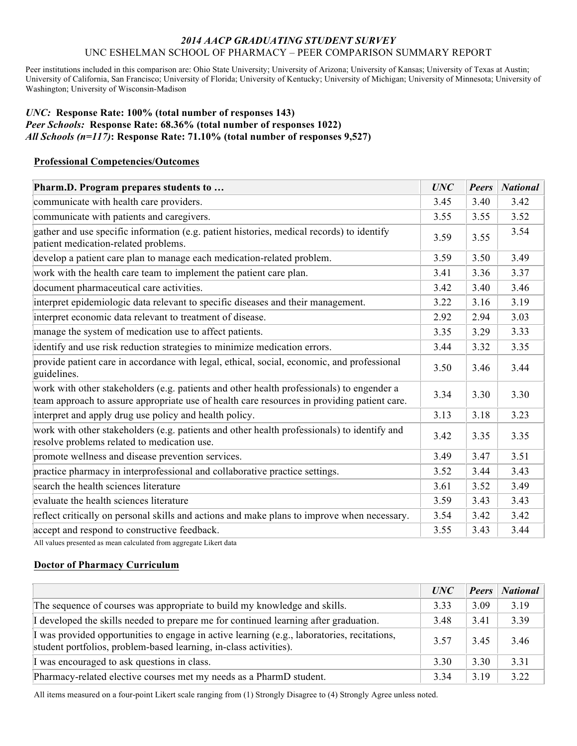# *2014 AACP GRADUATING STUDENT SURVEY*

## UNC ESHELMAN SCHOOL OF PHARMACY – PEER COMPARISON SUMMARY REPORT

Peer institutions included in this comparison are: Ohio State University; University of Arizona; University of Kansas; University of Texas at Austin; University of California, San Francisco; University of Florida; University of Kentucky; University of Michigan; University of Minnesota; University of Washington; University of Wisconsin-Madison

***UNC:* Response Rate: 100% (total number of responses 143)**
***Peer Schools:* Response Rate: 68.36% (total number of responses 1022)**
***All Schools (n=117)*: Response Rate: 71.10% (total number of responses 9,527)**

### Professional Competencies/Outcomes

| Pharm.D. Program prepares students to … | *UNC* | *Peers* | *National* |
|---|---|---|---|
| communicate with health care providers. | 3.45 | 3.40 | 3.42 |
| communicate with patients and caregivers. | 3.55 | 3.55 | 3.52 |
| gather and use specific information (e.g. patient histories, medical records) to identify patient medication-related problems. | 3.59 | 3.55 | 3.54 |
| develop a patient care plan to manage each medication-related problem. | 3.59 | 3.50 | 3.49 |
| work with the health care team to implement the patient care plan. | 3.41 | 3.36 | 3.37 |
| document pharmaceutical care activities. | 3.42 | 3.40 | 3.46 |
| interpret epidemiologic data relevant to specific diseases and their management. | 3.22 | 3.16 | 3.19 |
| interpret economic data relevant to treatment of disease. | 2.92 | 2.94 | 3.03 |
| manage the system of medication use to affect patients. | 3.35 | 3.29 | 3.33 |
| identify and use risk reduction strategies to minimize medication errors. | 3.44 | 3.32 | 3.35 |
| provide patient care in accordance with legal, ethical, social, economic, and professional guidelines. | 3.50 | 3.46 | 3.44 |
| work with other stakeholders (e.g. patients and other health professionals) to engender a team approach to assure appropriate use of health care resources in providing patient care. | 3.34 | 3.30 | 3.30 |
| interpret and apply drug use policy and health policy. | 3.13 | 3.18 | 3.23 |
| work with other stakeholders (e.g. patients and other health professionals) to identify and resolve problems related to medication use. | 3.42 | 3.35 | 3.35 |
| promote wellness and disease prevention services. | 3.49 | 3.47 | 3.51 |
| practice pharmacy in interprofessional and collaborative practice settings. | 3.52 | 3.44 | 3.43 |
| search the health sciences literature | 3.61 | 3.52 | 3.49 |
| evaluate the health sciences literature | 3.59 | 3.43 | 3.43 |
| reflect critically on personal skills and actions and make plans to improve when necessary. | 3.54 | 3.42 | 3.42 |
| accept and respond to constructive feedback. | 3.55 | 3.43 | 3.44 |

All values presented as mean calculated from aggregate Likert data

### Doctor of Pharmacy Curriculum

| | *UNC* | *Peers* | *National* |
|---|---|---|---|
| The sequence of courses was appropriate to build my knowledge and skills. | 3.33 | 3.09 | 3.19 |
| I developed the skills needed to prepare me for continued learning after graduation. | 3.48 | 3.41 | 3.39 |
| I was provided opportunities to engage in active learning (e.g., laboratories, recitations, student portfolios, problem-based learning, in-class activities). | 3.57 | 3.45 | 3.46 |
| I was encouraged to ask questions in class. | 3.30 | 3.30 | 3.31 |
| Pharmacy-related elective courses met my needs as a PharmD student. | 3.34 | 3.19 | 3.22 |

All items measured on a four-point Likert scale ranging from (1) Strongly Disagree to (4) Strongly Agree unless noted.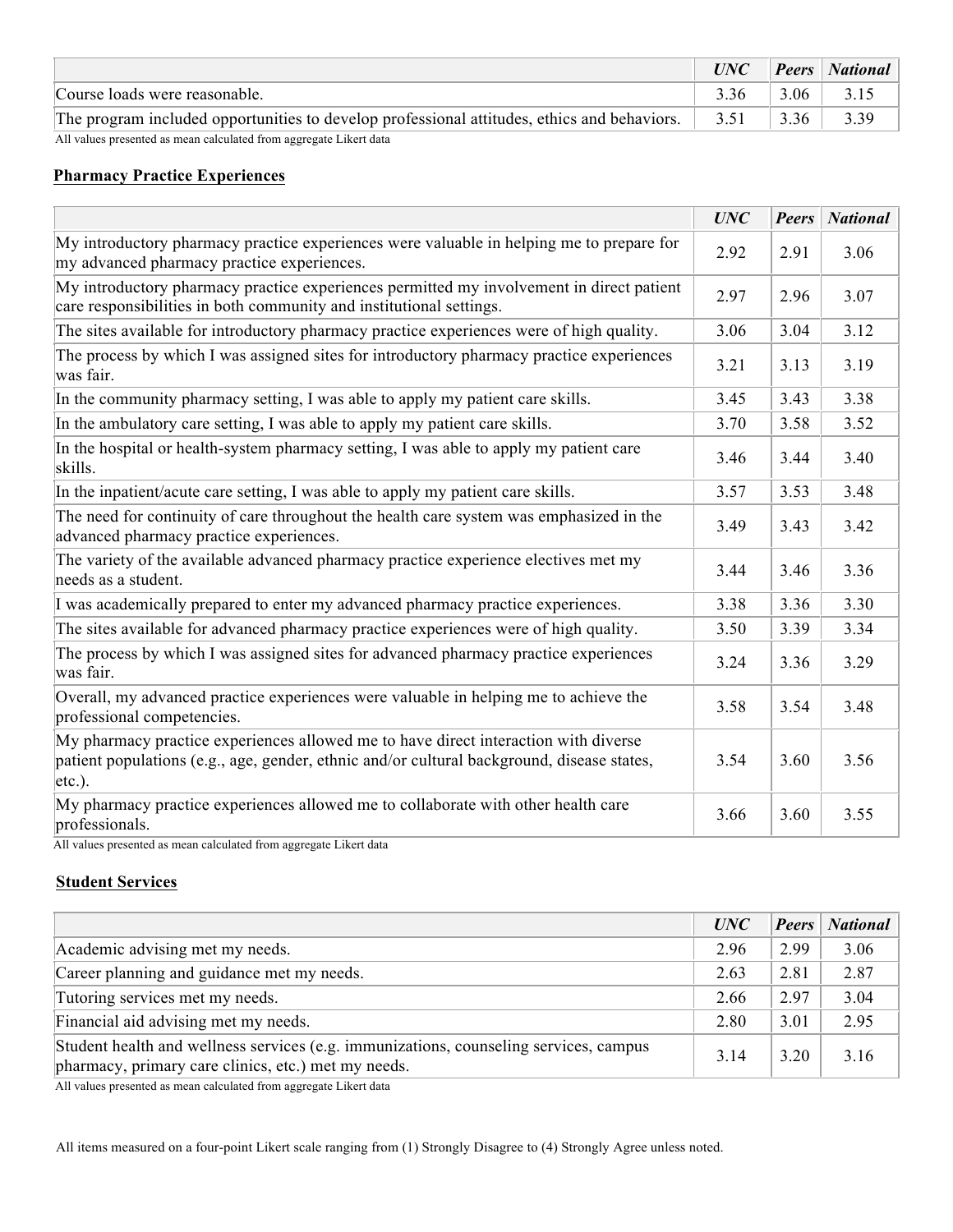| | *UNC* | *Peers* | *National* |
|---|---|---|---|
| Course loads were reasonable. | 3.36 | 3.06 | 3.15 |
| The program included opportunities to develop professional attitudes, ethics and behaviors. | 3.51 | 3.36 | 3.39 |

All values presented as mean calculated from aggregate Likert data

**Pharmacy Practice Experiences**

| | *UNC* | *Peers* | *National* |
|---|---|---|---|
| My introductory pharmacy practice experiences were valuable in helping me to prepare for my advanced pharmacy practice experiences. | 2.92 | 2.91 | 3.06 |
| My introductory pharmacy practice experiences permitted my involvement in direct patient care responsibilities in both community and institutional settings. | 2.97 | 2.96 | 3.07 |
| The sites available for introductory pharmacy practice experiences were of high quality. | 3.06 | 3.04 | 3.12 |
| The process by which I was assigned sites for introductory pharmacy practice experiences was fair. | 3.21 | 3.13 | 3.19 |
| In the community pharmacy setting, I was able to apply my patient care skills. | 3.45 | 3.43 | 3.38 |
| In the ambulatory care setting, I was able to apply my patient care skills. | 3.70 | 3.58 | 3.52 |
| In the hospital or health-system pharmacy setting, I was able to apply my patient care skills. | 3.46 | 3.44 | 3.40 |
| In the inpatient/acute care setting, I was able to apply my patient care skills. | 3.57 | 3.53 | 3.48 |
| The need for continuity of care throughout the health care system was emphasized in the advanced pharmacy practice experiences. | 3.49 | 3.43 | 3.42 |
| The variety of the available advanced pharmacy practice experience electives met my needs as a student. | 3.44 | 3.46 | 3.36 |
| I was academically prepared to enter my advanced pharmacy practice experiences. | 3.38 | 3.36 | 3.30 |
| The sites available for advanced pharmacy practice experiences were of high quality. | 3.50 | 3.39 | 3.34 |
| The process by which I was assigned sites for advanced pharmacy practice experiences was fair. | 3.24 | 3.36 | 3.29 |
| Overall, my advanced practice experiences were valuable in helping me to achieve the professional competencies. | 3.58 | 3.54 | 3.48 |
| My pharmacy practice experiences allowed me to have direct interaction with diverse patient populations (e.g., age, gender, ethnic and/or cultural background, disease states, etc.). | 3.54 | 3.60 | 3.56 |
| My pharmacy practice experiences allowed me to collaborate with other health care professionals. | 3.66 | 3.60 | 3.55 |

All values presented as mean calculated from aggregate Likert data

**Student Services**

| | *UNC* | *Peers* | *National* |
|---|---|---|---|
| Academic advising met my needs. | 2.96 | 2.99 | 3.06 |
| Career planning and guidance met my needs. | 2.63 | 2.81 | 2.87 |
| Tutoring services met my needs. | 2.66 | 2.97 | 3.04 |
| Financial aid advising met my needs. | 2.80 | 3.01 | 2.95 |
| Student health and wellness services (e.g. immunizations, counseling services, campus pharmacy, primary care clinics, etc.) met my needs. | 3.14 | 3.20 | 3.16 |

All values presented as mean calculated from aggregate Likert data

All items measured on a four-point Likert scale ranging from (1) Strongly Disagree to (4) Strongly Agree unless noted.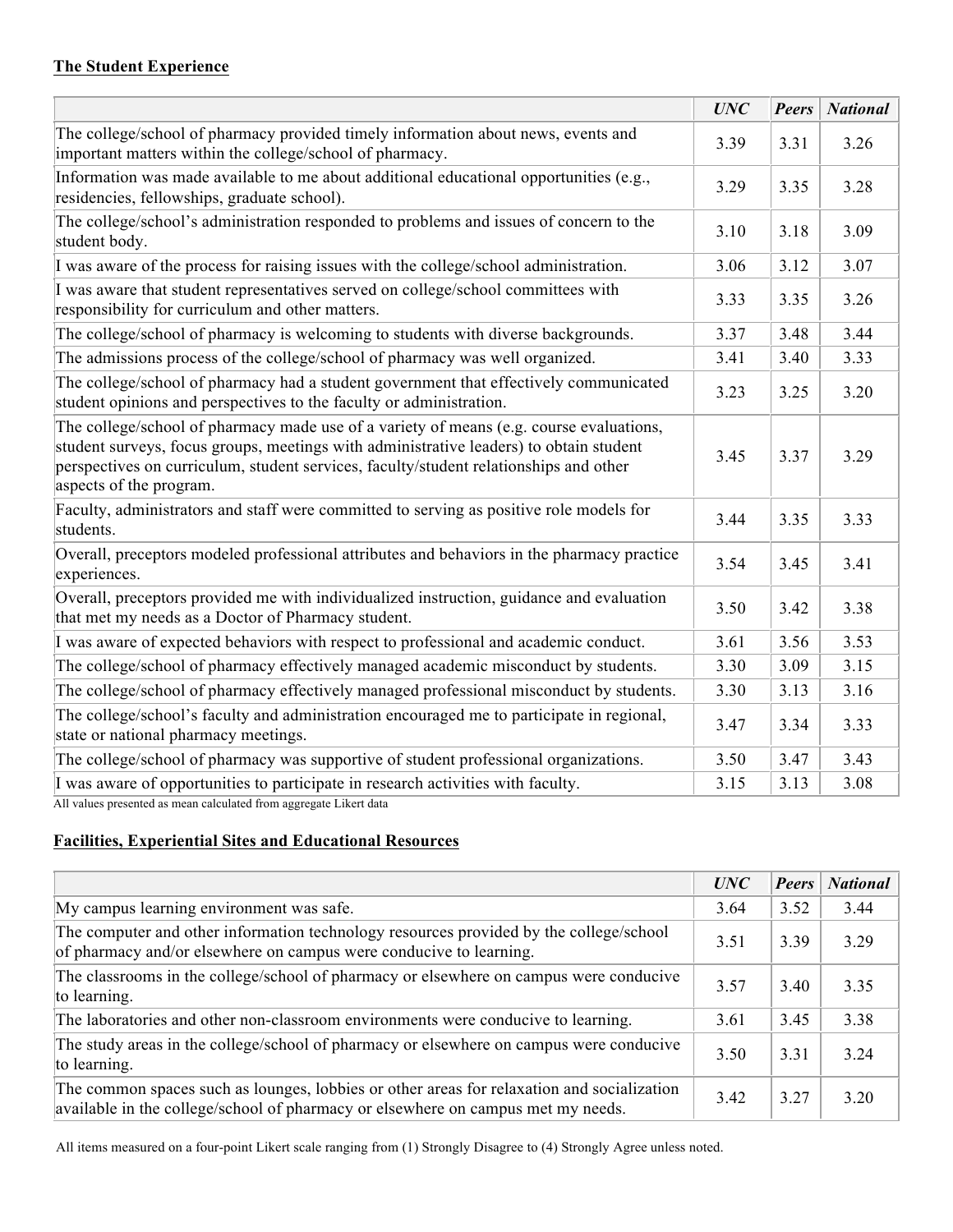**The Student Experience**

| | *UNC* | *Peers* | *National* |
|---|---|---|---|
| The college/school of pharmacy provided timely information about news, events and important matters within the college/school of pharmacy. | 3.39 | 3.31 | 3.26 |
| Information was made available to me about additional educational opportunities (e.g., residencies, fellowships, graduate school). | 3.29 | 3.35 | 3.28 |
| The college/school's administration responded to problems and issues of concern to the student body. | 3.10 | 3.18 | 3.09 |
| I was aware of the process for raising issues with the college/school administration. | 3.06 | 3.12 | 3.07 |
| I was aware that student representatives served on college/school committees with responsibility for curriculum and other matters. | 3.33 | 3.35 | 3.26 |
| The college/school of pharmacy is welcoming to students with diverse backgrounds. | 3.37 | 3.48 | 3.44 |
| The admissions process of the college/school of pharmacy was well organized. | 3.41 | 3.40 | 3.33 |
| The college/school of pharmacy had a student government that effectively communicated student opinions and perspectives to the faculty or administration. | 3.23 | 3.25 | 3.20 |
| The college/school of pharmacy made use of a variety of means (e.g. course evaluations, student surveys, focus groups, meetings with administrative leaders) to obtain student perspectives on curriculum, student services, faculty/student relationships and other aspects of the program. | 3.45 | 3.37 | 3.29 |
| Faculty, administrators and staff were committed to serving as positive role models for students. | 3.44 | 3.35 | 3.33 |
| Overall, preceptors modeled professional attributes and behaviors in the pharmacy practice experiences. | 3.54 | 3.45 | 3.41 |
| Overall, preceptors provided me with individualized instruction, guidance and evaluation that met my needs as a Doctor of Pharmacy student. | 3.50 | 3.42 | 3.38 |
| I was aware of expected behaviors with respect to professional and academic conduct. | 3.61 | 3.56 | 3.53 |
| The college/school of pharmacy effectively managed academic misconduct by students. | 3.30 | 3.09 | 3.15 |
| The college/school of pharmacy effectively managed professional misconduct by students. | 3.30 | 3.13 | 3.16 |
| The college/school's faculty and administration encouraged me to participate in regional, state or national pharmacy meetings. | 3.47 | 3.34 | 3.33 |
| The college/school of pharmacy was supportive of student professional organizations. | 3.50 | 3.47 | 3.43 |
| I was aware of opportunities to participate in research activities with faculty. | 3.15 | 3.13 | 3.08 |

All values presented as mean calculated from aggregate Likert data

**Facilities, Experiential Sites and Educational Resources**

| | *UNC* | *Peers* | *National* |
|---|---|---|---|
| My campus learning environment was safe. | 3.64 | 3.52 | 3.44 |
| The computer and other information technology resources provided by the college/school of pharmacy and/or elsewhere on campus were conducive to learning. | 3.51 | 3.39 | 3.29 |
| The classrooms in the college/school of pharmacy or elsewhere on campus were conducive to learning. | 3.57 | 3.40 | 3.35 |
| The laboratories and other non-classroom environments were conducive to learning. | 3.61 | 3.45 | 3.38 |
| The study areas in the college/school of pharmacy or elsewhere on campus were conducive to learning. | 3.50 | 3.31 | 3.24 |
| The common spaces such as lounges, lobbies or other areas for relaxation and socialization available in the college/school of pharmacy or elsewhere on campus met my needs. | 3.42 | 3.27 | 3.20 |

All items measured on a four-point Likert scale ranging from (1) Strongly Disagree to (4) Strongly Agree unless noted.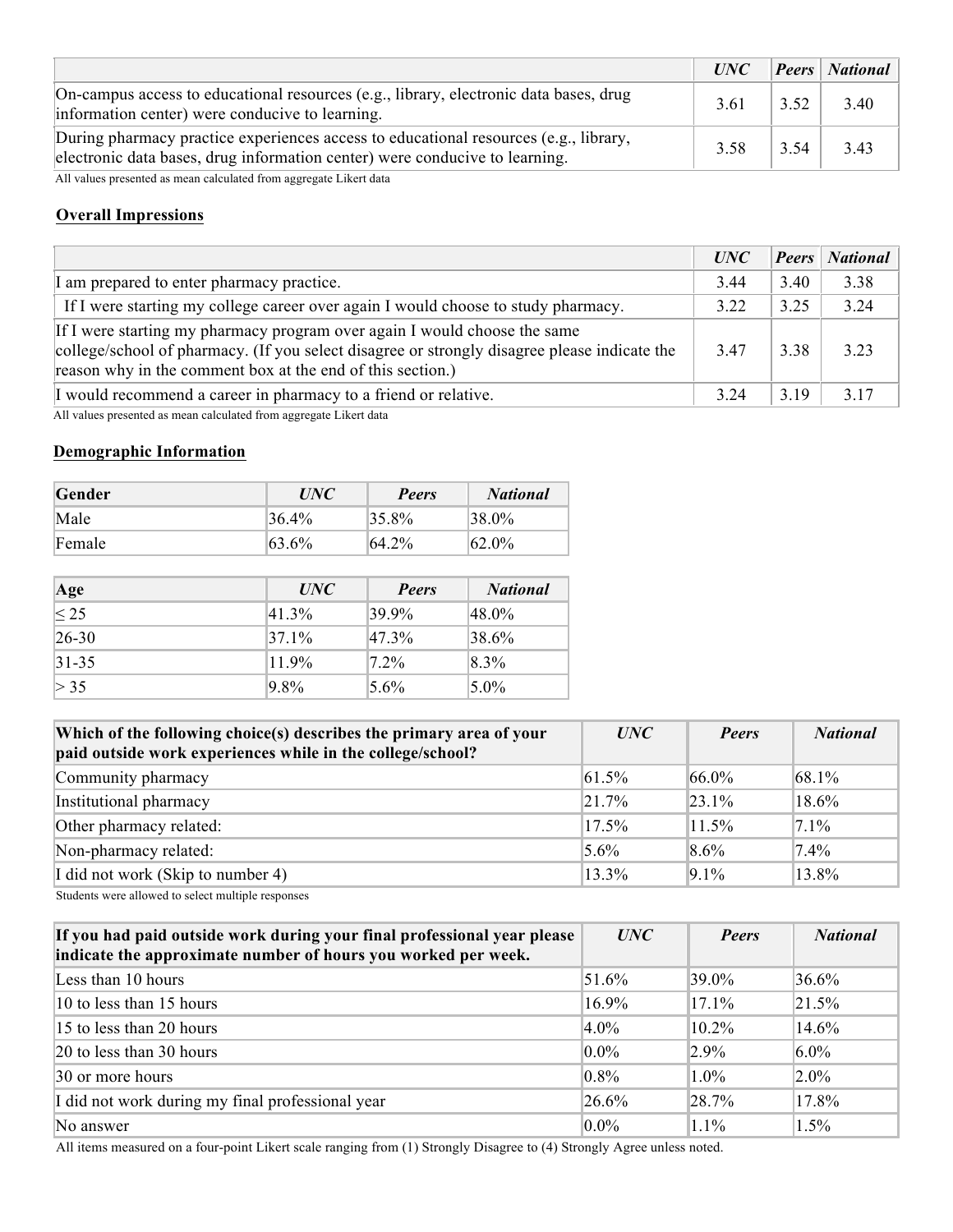| | *UNC* | *Peers* | *National* |
|---|---|---|---|
| On-campus access to educational resources (e.g., library, electronic data bases, drug information center) were conducive to learning. | 3.61 | 3.52 | 3.40 |
| During pharmacy practice experiences access to educational resources (e.g., library, electronic data bases, drug information center) were conducive to learning. | 3.58 | 3.54 | 3.43 |

All values presented as mean calculated from aggregate Likert data

## Overall Impressions

| | *UNC* | *Peers* | *National* |
|---|---|---|---|
| I am prepared to enter pharmacy practice. | 3.44 | 3.40 | 3.38 |
| If I were starting my college career over again I would choose to study pharmacy. | 3.22 | 3.25 | 3.24 |
| If I were starting my pharmacy program over again I would choose the same college/school of pharmacy. (If you select disagree or strongly disagree please indicate the reason why in the comment box at the end of this section.) | 3.47 | 3.38 | 3.23 |
| I would recommend a career in pharmacy to a friend or relative. | 3.24 | 3.19 | 3.17 |

All values presented as mean calculated from aggregate Likert data

## Demographic Information

| **Gender** | *UNC* | *Peers* | *National* |
|---|---|---|---|
| Male | 36.4% | 35.8% | 38.0% |
| Female | 63.6% | 64.2% | 62.0% |

| **Age** | *UNC* | *Peers* | *National* |
|---|---|---|---|
| ≤ 25 | 41.3% | 39.9% | 48.0% |
| 26-30 | 37.1% | 47.3% | 38.6% |
| 31-35 | 11.9% | 7.2% | 8.3% |
| > 35 | 9.8% | 5.6% | 5.0% |

| **Which of the following choice(s) describes the primary area of your paid outside work experiences while in the college/school?** | *UNC* | *Peers* | *National* |
|---|---|---|---|
| Community pharmacy | 61.5% | 66.0% | 68.1% |
| Institutional pharmacy | 21.7% | 23.1% | 18.6% |
| Other pharmacy related: | 17.5% | 11.5% | 7.1% |
| Non-pharmacy related: | 5.6% | 8.6% | 7.4% |
| I did not work (Skip to number 4) | 13.3% | 9.1% | 13.8% |

Students were allowed to select multiple responses

| **If you had paid outside work during your final professional year please indicate the approximate number of hours you worked per week.** | *UNC* | *Peers* | *National* |
|---|---|---|---|
| Less than 10 hours | 51.6% | 39.0% | 36.6% |
| 10 to less than 15 hours | 16.9% | 17.1% | 21.5% |
| 15 to less than 20 hours | 4.0% | 10.2% | 14.6% |
| 20 to less than 30 hours | 0.0% | 2.9% | 6.0% |
| 30 or more hours | 0.8% | 1.0% | 2.0% |
| I did not work during my final professional year | 26.6% | 28.7% | 17.8% |
| No answer | 0.0% | 1.1% | 1.5% |

All items measured on a four-point Likert scale ranging from (1) Strongly Disagree to (4) Strongly Agree unless noted.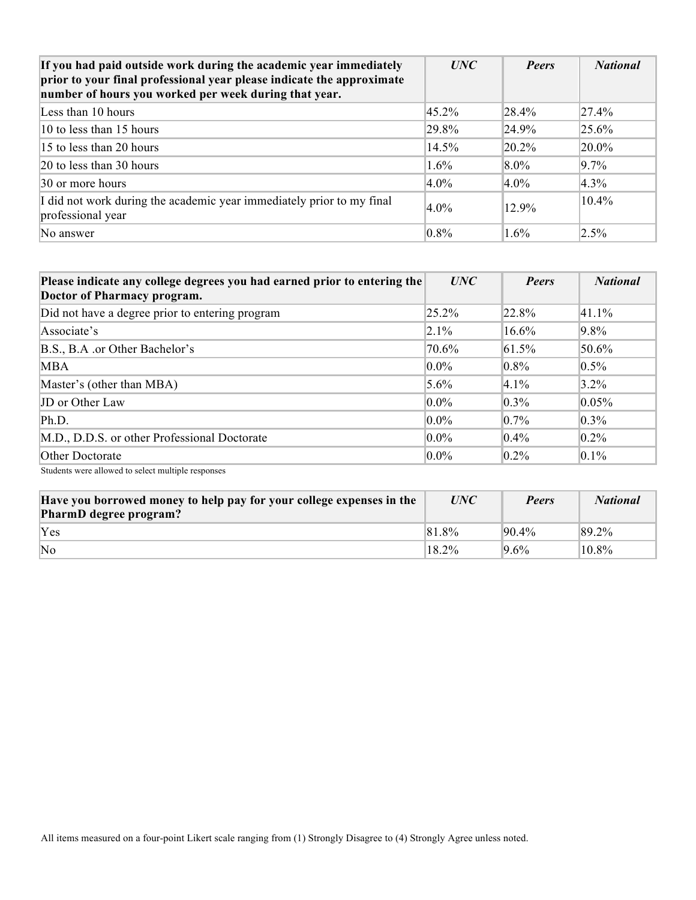| If you had paid outside work during the academic year immediately prior to your final professional year please indicate the approximate number of hours you worked per week during that year. | *UNC* | *Peers* | *National* |
|---|---|---|---|
| Less than 10 hours | 45.2% | 28.4% | 27.4% |
| 10 to less than 15 hours | 29.8% | 24.9% | 25.6% |
| 15 to less than 20 hours | 14.5% | 20.2% | 20.0% |
| 20 to less than 30 hours | 1.6% | 8.0% | 9.7% |
| 30 or more hours | 4.0% | 4.0% | 4.3% |
| I did not work during the academic year immediately prior to my final professional year | 4.0% | 12.9% | 10.4% |
| No answer | 0.8% | 1.6% | 2.5% |

| Please indicate any college degrees you had earned prior to entering the Doctor of Pharmacy program. | *UNC* | *Peers* | *National* |
|---|---|---|---|
| Did not have a degree prior to entering program | 25.2% | 22.8% | 41.1% |
| Associate's | 2.1% | 16.6% | 9.8% |
| B.S., B.A .or Other Bachelor's | 70.6% | 61.5% | 50.6% |
| MBA | 0.0% | 0.8% | 0.5% |
| Master's (other than MBA) | 5.6% | 4.1% | 3.2% |
| JD or Other Law | 0.0% | 0.3% | 0.05% |
| Ph.D. | 0.0% | 0.7% | 0.3% |
| M.D., D.D.S. or other Professional Doctorate | 0.0% | 0.4% | 0.2% |
| Other Doctorate | 0.0% | 0.2% | 0.1% |

Students were allowed to select multiple responses

| Have you borrowed money to help pay for your college expenses in the PharmD degree program? | *UNC* | *Peers* | *National* |
|---|---|---|---|
| Yes | 81.8% | 90.4% | 89.2% |
| No | 18.2% | 9.6% | 10.8% |

All items measured on a four-point Likert scale ranging from (1) Strongly Disagree to (4) Strongly Agree unless noted.